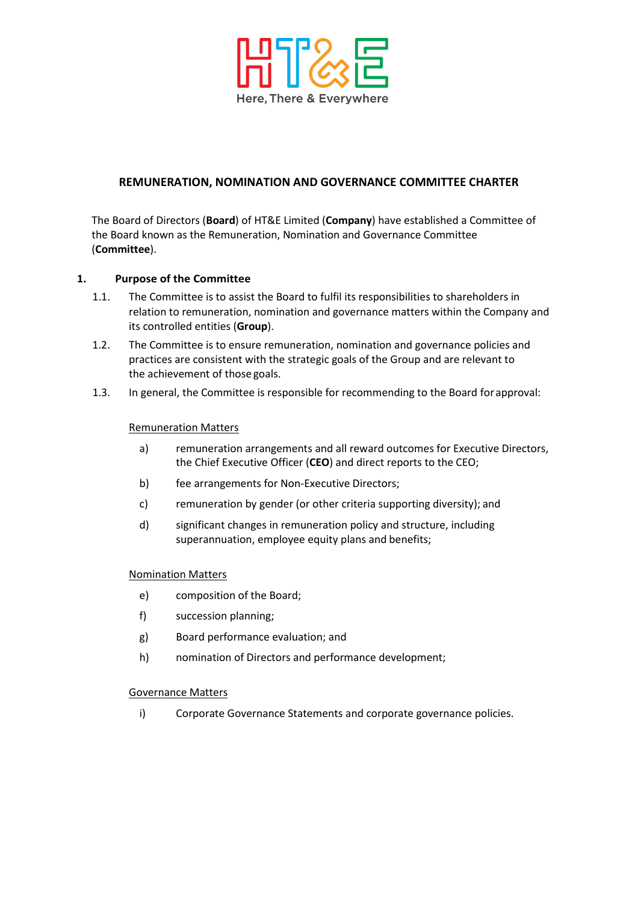HT&E

Here, There & Everywhere

# REMUNERATION, NOMINATION AND GOVERNANCE COMMITTEE CHARTER

The Board of Directors (**Board**) of HT&E Limited (**Company**) have established a Committee of the Board known as the Remuneration, Nomination and Governance Committee (**Committee**).

## 1. Purpose of the Committee

1.1. The Committee is to assist the Board to fulfil its responsibilities to shareholders in relation to remuneration, nomination and governance matters within the Company and its controlled entities (**Group**).

1.2. The Committee is to ensure remuneration, nomination and governance policies and practices are consistent with the strategic goals of the Group and are relevant to the achievement of those goals.

1.3. In general, the Committee is responsible for recommending to the Board for approval:

<u>Remuneration Matters</u>

a) remuneration arrangements and all reward outcomes for Executive Directors, the Chief Executive Officer (**CEO**) and direct reports to the CEO;

b) fee arrangements for Non-Executive Directors;

c) remuneration by gender (or other criteria supporting diversity); and

d) significant changes in remuneration policy and structure, including superannuation, employee equity plans and benefits;

<u>Nomination Matters</u>

e) composition of the Board;

f) succession planning;

g) Board performance evaluation; and

h) nomination of Directors and performance development;

<u>Governance Matters</u>

i) Corporate Governance Statements and corporate governance policies.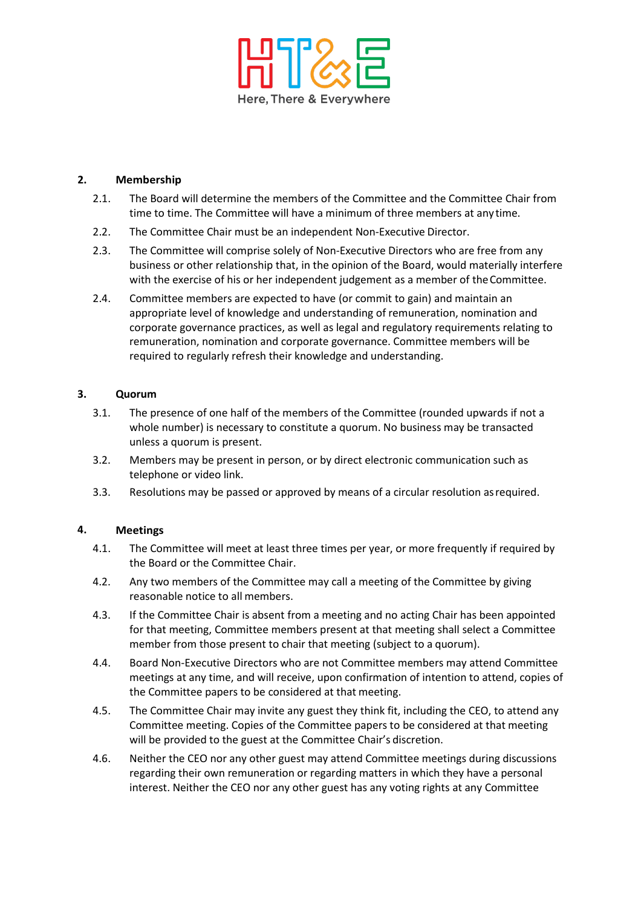## 2. Membership

2.1. The Board will determine the members of the Committee and the Committee Chair from time to time. The Committee will have a minimum of three members at any time.

2.2. The Committee Chair must be an independent Non-Executive Director.

2.3. The Committee will comprise solely of Non-Executive Directors who are free from any business or other relationship that, in the opinion of the Board, would materially interfere with the exercise of his or her independent judgement as a member of the Committee.

2.4. Committee members are expected to have (or commit to gain) and maintain an appropriate level of knowledge and understanding of remuneration, nomination and corporate governance practices, as well as legal and regulatory requirements relating to remuneration, nomination and corporate governance. Committee members will be required to regularly refresh their knowledge and understanding.

## 3. Quorum

3.1. The presence of one half of the members of the Committee (rounded upwards if not a whole number) is necessary to constitute a quorum. No business may be transacted unless a quorum is present.

3.2. Members may be present in person, or by direct electronic communication such as telephone or video link.

3.3. Resolutions may be passed or approved by means of a circular resolution as required.

## 4. Meetings

4.1. The Committee will meet at least three times per year, or more frequently if required by the Board or the Committee Chair.

4.2. Any two members of the Committee may call a meeting of the Committee by giving reasonable notice to all members.

4.3. If the Committee Chair is absent from a meeting and no acting Chair has been appointed for that meeting, Committee members present at that meeting shall select a Committee member from those present to chair that meeting (subject to a quorum).

4.4. Board Non-Executive Directors who are not Committee members may attend Committee meetings at any time, and will receive, upon confirmation of intention to attend, copies of the Committee papers to be considered at that meeting.

4.5. The Committee Chair may invite any guest they think fit, including the CEO, to attend any Committee meeting. Copies of the Committee papers to be considered at that meeting will be provided to the guest at the Committee Chair's discretion.

4.6. Neither the CEO nor any other guest may attend Committee meetings during discussions regarding their own remuneration or regarding matters in which they have a personal interest. Neither the CEO nor any other guest has any voting rights at any Committee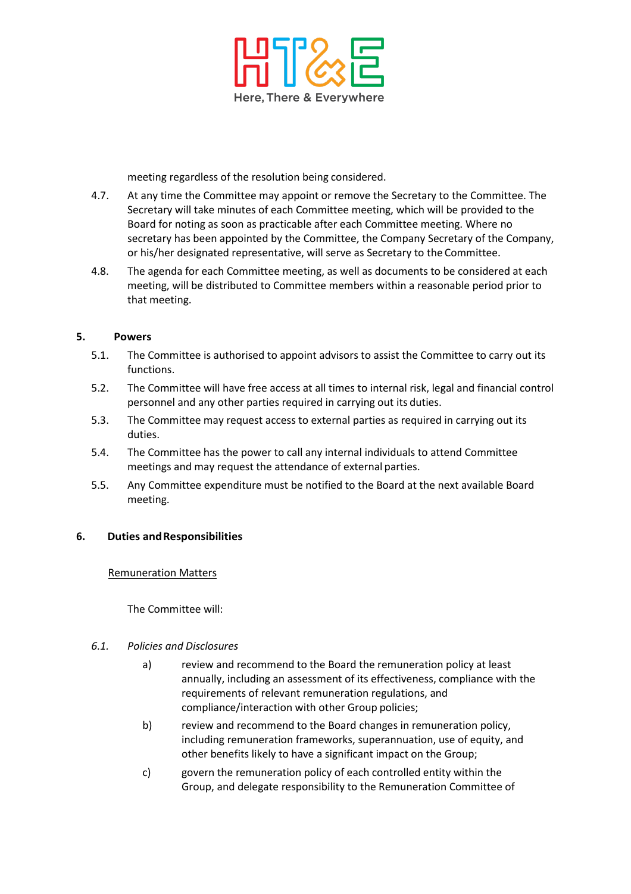meeting regardless of the resolution being considered.

4.7. At any time the Committee may appoint or remove the Secretary to the Committee. The Secretary will take minutes of each Committee meeting, which will be provided to the Board for noting as soon as practicable after each Committee meeting. Where no secretary has been appointed by the Committee, the Company Secretary of the Company, or his/her designated representative, will serve as Secretary to the Committee.

4.8. The agenda for each Committee meeting, as well as documents to be considered at each meeting, will be distributed to Committee members within a reasonable period prior to that meeting.

## 5. Powers

5.1. The Committee is authorised to appoint advisors to assist the Committee to carry out its functions.

5.2. The Committee will have free access at all times to internal risk, legal and financial control personnel and any other parties required in carrying out its duties.

5.3. The Committee may request access to external parties as required in carrying out its duties.

5.4. The Committee has the power to call any internal individuals to attend Committee meetings and may request the attendance of external parties.

5.5. Any Committee expenditure must be notified to the Board at the next available Board meeting.

## 6. Duties and Responsibilities

<u>Remuneration Matters</u>

The Committee will:

*6.1. Policies and Disclosures*

a) review and recommend to the Board the remuneration policy at least annually, including an assessment of its effectiveness, compliance with the requirements of relevant remuneration regulations, and compliance/interaction with other Group policies;

b) review and recommend to the Board changes in remuneration policy, including remuneration frameworks, superannuation, use of equity, and other benefits likely to have a significant impact on the Group;

c) govern the remuneration policy of each controlled entity within the Group, and delegate responsibility to the Remuneration Committee of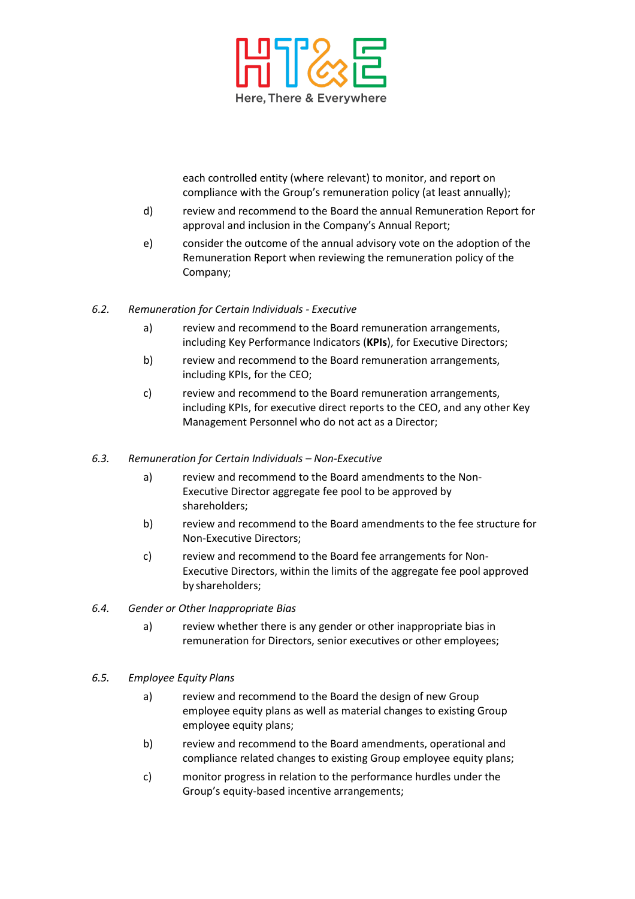each controlled entity (where relevant) to monitor, and report on compliance with the Group's remuneration policy (at least annually);

d) review and recommend to the Board the annual Remuneration Report for approval and inclusion in the Company's Annual Report;

e) consider the outcome of the annual advisory vote on the adoption of the Remuneration Report when reviewing the remuneration policy of the Company;

6.2. *Remuneration for Certain Individuals - Executive*

a) review and recommend to the Board remuneration arrangements, including Key Performance Indicators (**KPIs**), for Executive Directors;

b) review and recommend to the Board remuneration arrangements, including KPIs, for the CEO;

c) review and recommend to the Board remuneration arrangements, including KPIs, for executive direct reports to the CEO, and any other Key Management Personnel who do not act as a Director;

6.3. *Remuneration for Certain Individuals – Non-Executive*

a) review and recommend to the Board amendments to the Non-Executive Director aggregate fee pool to be approved by shareholders;

b) review and recommend to the Board amendments to the fee structure for Non-Executive Directors;

c) review and recommend to the Board fee arrangements for Non-Executive Directors, within the limits of the aggregate fee pool approved by shareholders;

6.4. *Gender or Other Inappropriate Bias*

a) review whether there is any gender or other inappropriate bias in remuneration for Directors, senior executives or other employees;

6.5. *Employee Equity Plans*

a) review and recommend to the Board the design of new Group employee equity plans as well as material changes to existing Group employee equity plans;

b) review and recommend to the Board amendments, operational and compliance related changes to existing Group employee equity plans;

c) monitor progress in relation to the performance hurdles under the Group's equity-based incentive arrangements;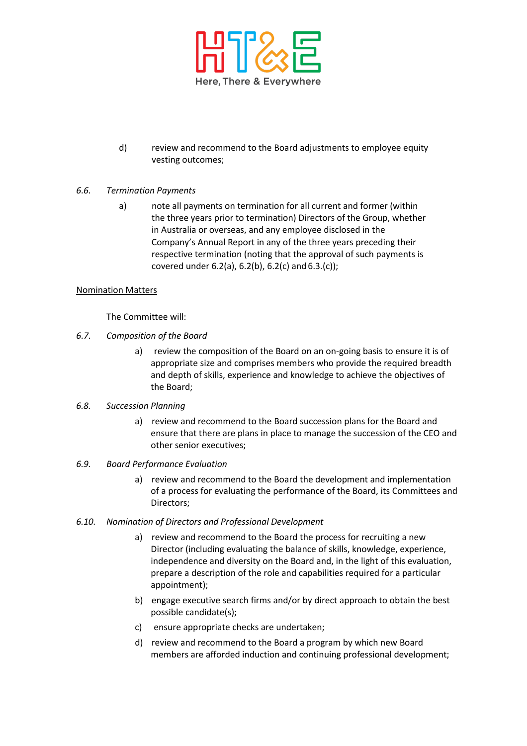d) review and recommend to the Board adjustments to employee equity vesting outcomes;

6.6. *Termination Payments*

a) note all payments on termination for all current and former (within the three years prior to termination) Directors of the Group, whether in Australia or overseas, and any employee disclosed in the Company's Annual Report in any of the three years preceding their respective termination (noting that the approval of such payments is covered under 6.2(a), 6.2(b), 6.2(c) and 6.3.(c));

<u>Nomination Matters</u>

The Committee will:

6.7. *Composition of the Board*

a) review the composition of the Board on an on-going basis to ensure it is of appropriate size and comprises members who provide the required breadth and depth of skills, experience and knowledge to achieve the objectives of the Board;

6.8. *Succession Planning*

a) review and recommend to the Board succession plans for the Board and ensure that there are plans in place to manage the succession of the CEO and other senior executives;

6.9. *Board Performance Evaluation*

a) review and recommend to the Board the development and implementation of a process for evaluating the performance of the Board, its Committees and Directors;

6.10. *Nomination of Directors and Professional Development*

a) review and recommend to the Board the process for recruiting a new Director (including evaluating the balance of skills, knowledge, experience, independence and diversity on the Board and, in the light of this evaluation, prepare a description of the role and capabilities required for a particular appointment);

b) engage executive search firms and/or by direct approach to obtain the best possible candidate(s);

c) ensure appropriate checks are undertaken;

d) review and recommend to the Board a program by which new Board members are afforded induction and continuing professional development;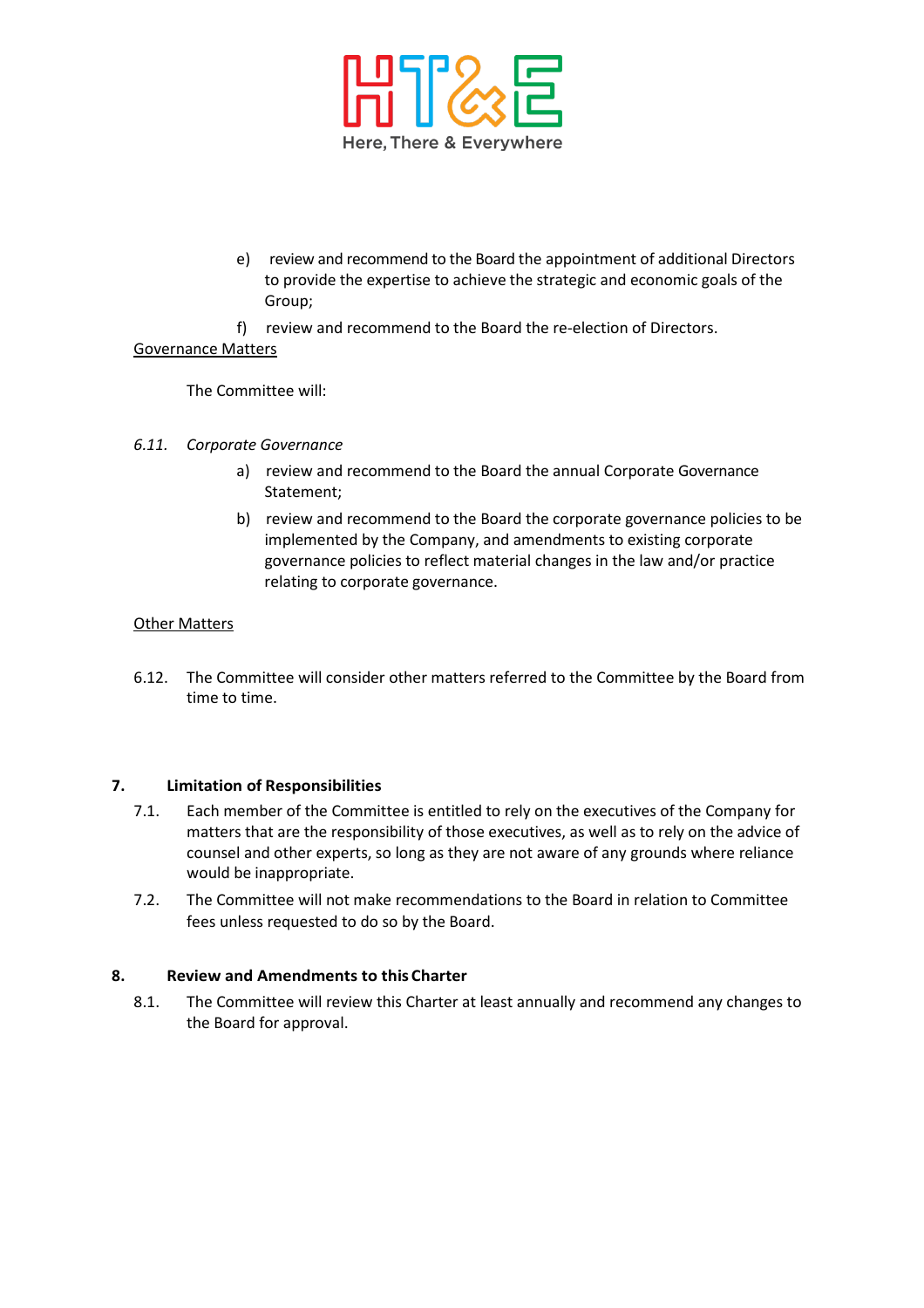e) review and recommend to the Board the appointment of additional Directors to provide the expertise to achieve the strategic and economic goals of the Group;

f) review and recommend to the Board the re-election of Directors.

Governance Matters

The Committee will:

6.11. *Corporate Governance*

a) review and recommend to the Board the annual Corporate Governance Statement;

b) review and recommend to the Board the corporate governance policies to be implemented by the Company, and amendments to existing corporate governance policies to reflect material changes in the law and/or practice relating to corporate governance.

Other Matters

6.12. The Committee will consider other matters referred to the Committee by the Board from time to time.

## 7. Limitation of Responsibilities

7.1. Each member of the Committee is entitled to rely on the executives of the Company for matters that are the responsibility of those executives, as well as to rely on the advice of counsel and other experts, so long as they are not aware of any grounds where reliance would be inappropriate.

7.2. The Committee will not make recommendations to the Board in relation to Committee fees unless requested to do so by the Board.

## 8. Review and Amendments to this Charter

8.1. The Committee will review this Charter at least annually and recommend any changes to the Board for approval.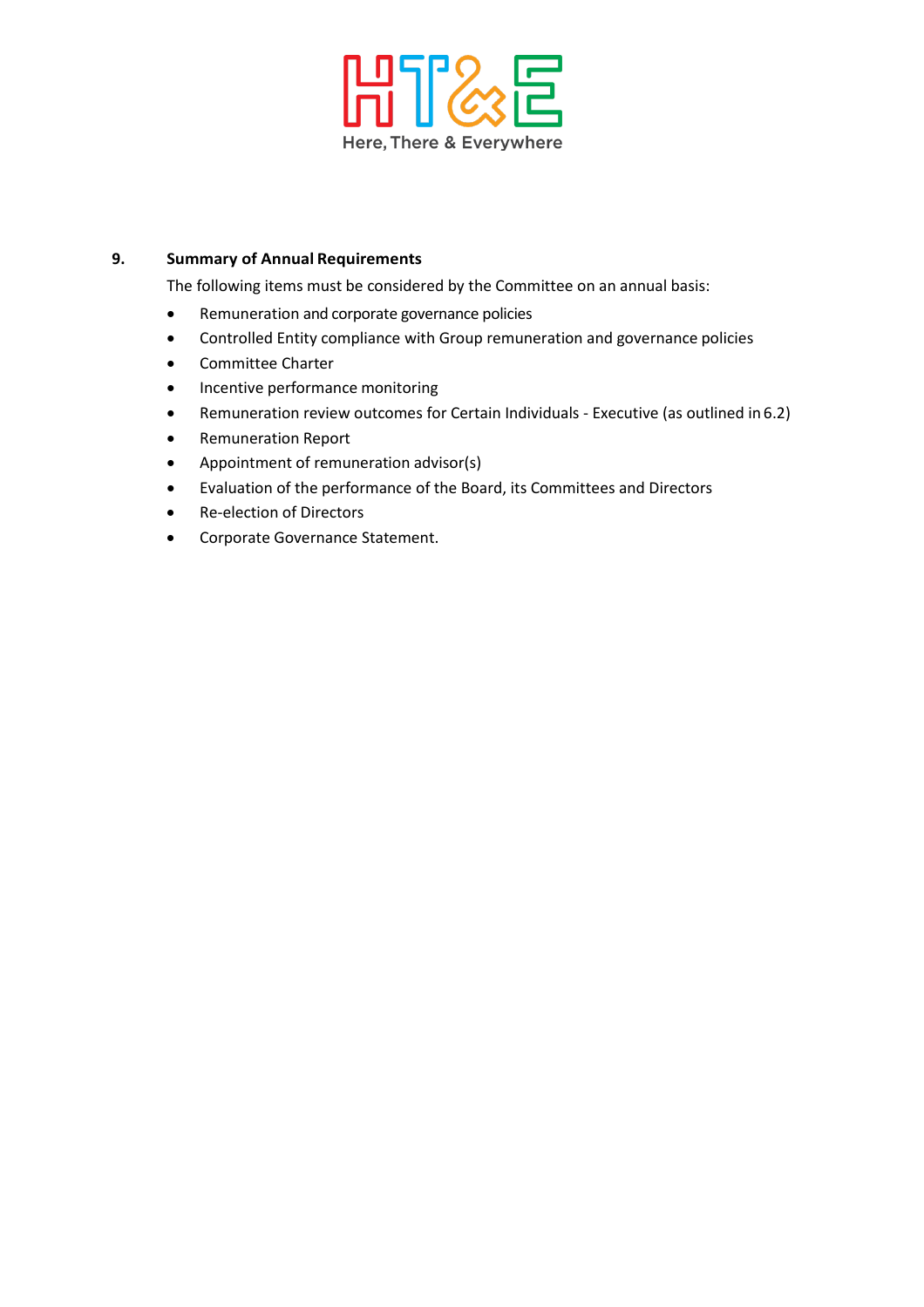## 9. Summary of Annual Requirements

The following items must be considered by the Committee on an annual basis:

- Remuneration and corporate governance policies
- Controlled Entity compliance with Group remuneration and governance policies
- Committee Charter
- Incentive performance monitoring
- Remuneration review outcomes for Certain Individuals - Executive (as outlined in 6.2)
- Remuneration Report
- Appointment of remuneration advisor(s)
- Evaluation of the performance of the Board, its Committees and Directors
- Re-election of Directors
- Corporate Governance Statement.